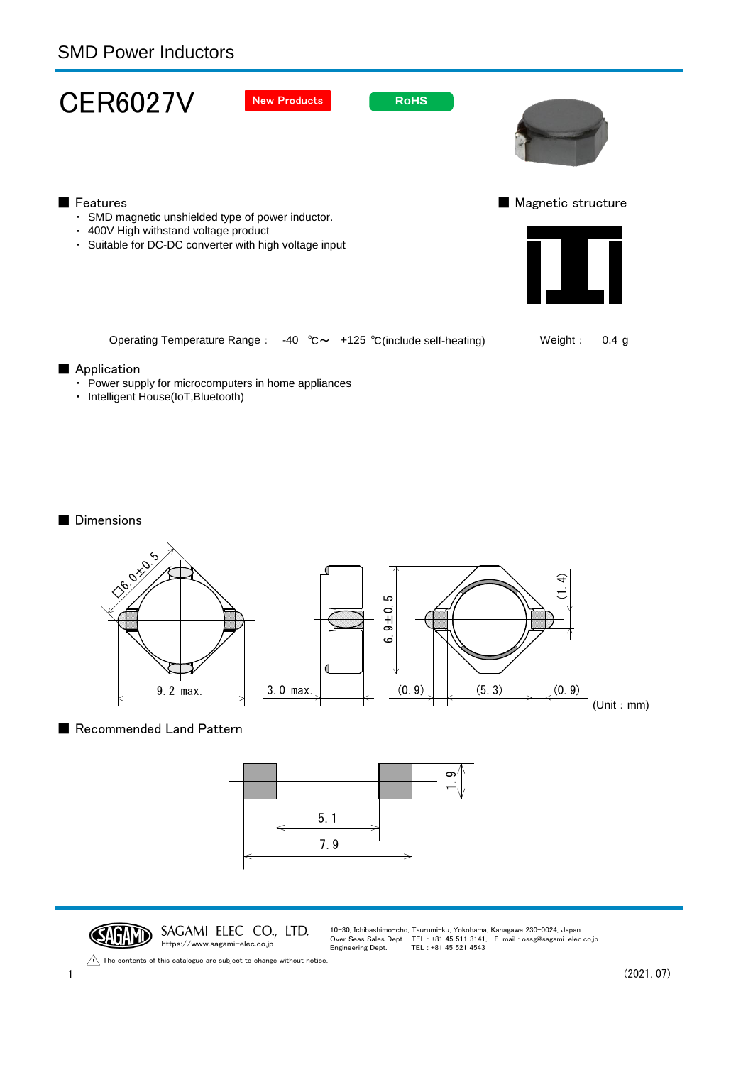SMD Power Inductors

# CER6027V

New Products

RoHS

## ■ Features

- SMD magnetic unshielded type of power inductor.
- 400V High withstand voltage product
- Suitable for DC-DC converter with high voltage input

## ■ Magnetic structure

Operating Temperature Range : -40 ℃～ +125 ℃(include self-heating)

Weight : 0.4 g

## ■ Application

- Power supply for microcomputers in home appliances
- Intelligent House(IoT,Bluetooth)

## ■ Dimensions

□6.0±0.5

9.2 max.

3.0 max.

6.9±0.5

(1.4)

(0.9) (5.3) (0.9)

(Unit : mm)

## ■ Recommended Land Pattern

1.9

5.1

7.9

SAGAMI ELEC CO., LTD.
https://www.sagami-elec.co.jp

10-30, Ichibashimo-cho, Tsurumi-ku, Yokohama, Kanagawa 230-0024, Japan
Over Seas Sales Dept. TEL : +81 45 511 3141, E-mail : ossg@sagami-elec.co.jp
Engineering Dept. TEL : +81 45 521 4543

⚠ The contents of this catalogue are subject to change without notice.

(2021.07)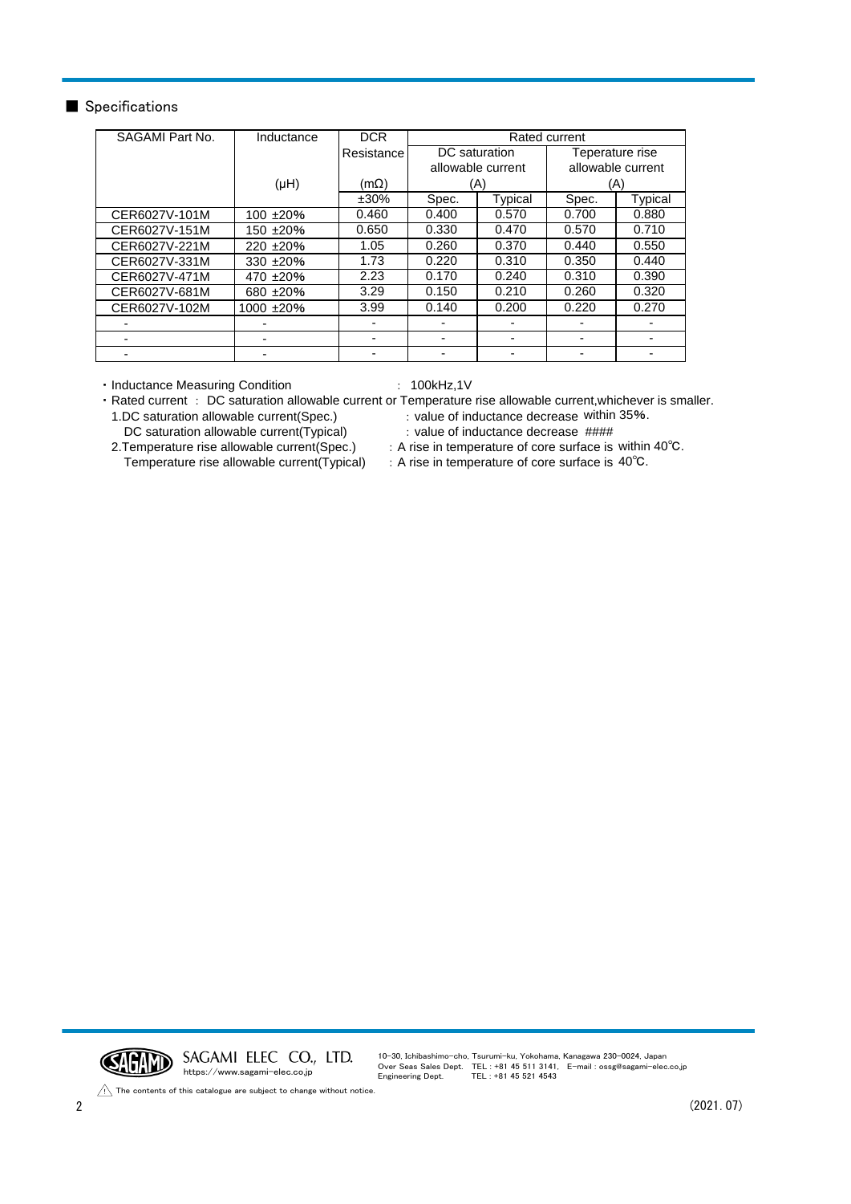## ■ Specifications

| SAGAMI Part No. | Inductance | DCR Resistance | Rated current | | | |
|---|---|---|---|---|---|---|
| | | | DC saturation allowable current (A) | | Teperature rise allowable current (A) | |
| | (μH) | (mΩ) ±30% | Spec. | Typical | Spec. | Typical |
| CER6027V-101M | 100 ±20% | 0.460 | 0.400 | 0.570 | 0.700 | 0.880 |
| CER6027V-151M | 150 ±20% | 0.650 | 0.330 | 0.470 | 0.570 | 0.710 |
| CER6027V-221M | 220 ±20% | 1.05 | 0.260 | 0.370 | 0.440 | 0.550 |
| CER6027V-331M | 330 ±20% | 1.73 | 0.220 | 0.310 | 0.350 | 0.440 |
| CER6027V-471M | 470 ±20% | 2.23 | 0.170 | 0.240 | 0.310 | 0.390 |
| CER6027V-681M | 680 ±20% | 3.29 | 0.150 | 0.210 | 0.260 | 0.320 |
| CER6027V-102M | 1000 ±20% | 3.99 | 0.140 | 0.200 | 0.220 | 0.270 |
| - | - | - | - | - | - | - |
| - | - | - | - | - | - | - |
| - | - | - | - | - | - | - |

・Inductance Measuring Condition　：100kHz,1V

・Rated current ： DC saturation allowable current or Temperature rise allowable current,whichever is smaller.

1.DC saturation allowable current(Spec.)　：value of inductance decrease within 35%.
DC saturation allowable current(Typical)　：value of inductance decrease ####

2.Temperature rise allowable current(Spec.)　：A rise in temperature of core surface is within 40℃.
Temperature rise allowable current(Typical)　：A rise in temperature of core surface is 40℃.

SAGAMI ELEC CO., LTD.
https://www.sagami-elec.co.jp

10-30, Ichibashimo-cho, Tsurumi-ku, Yokohama, Kanagawa 230-0024, Japan
Over Seas Sales Dept. TEL : +81 45 511 3141, E-mail : ossg@sagami-elec.co.jp
Engineering Dept. TEL : +81 45 521 4543

⚠ The contents of this catalogue are subject to change without notice.

(2021. 07)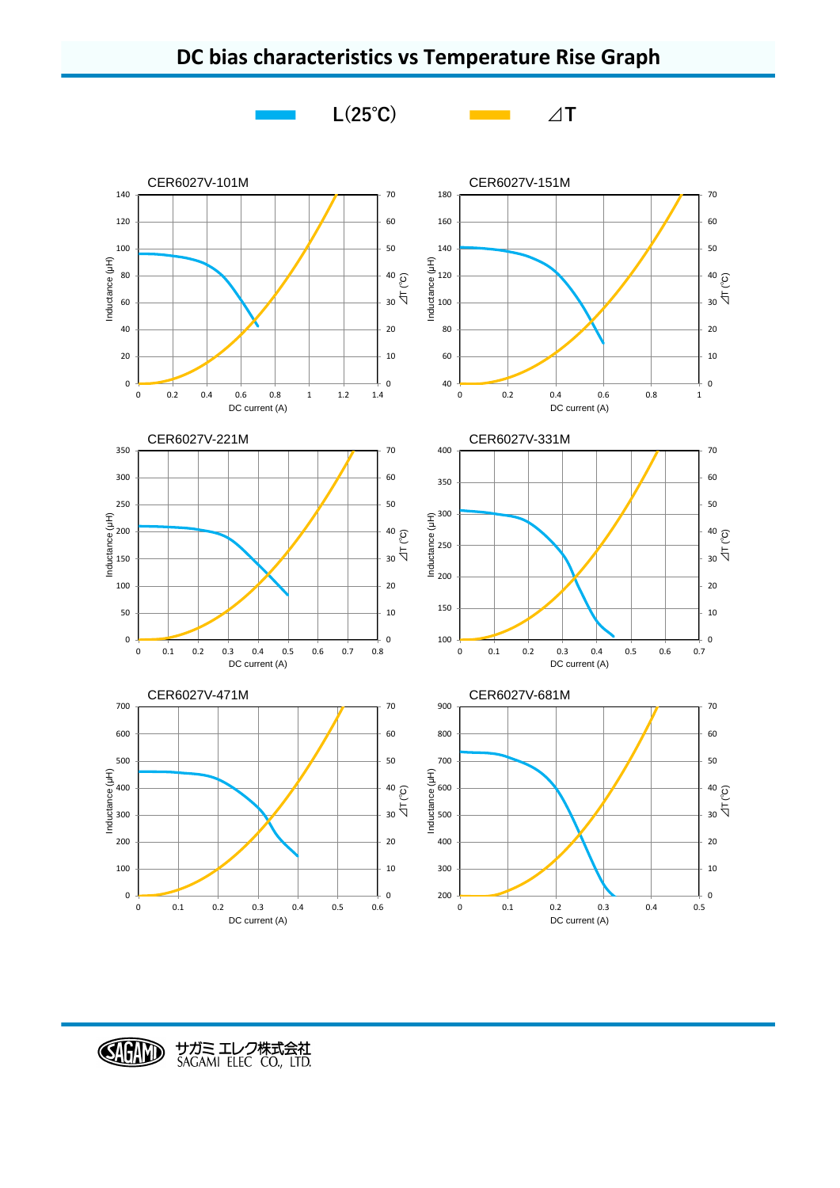# DC bias characteristics vs Temperature Rise Graph

L(25℃)　　⊿T

### CER6027V-101M

Inductance (μH): 0–140; ⊿T (℃): 0–70; DC current (A): 0–1.4

### CER6027V-151M

Inductance (μH): 40–180; ⊿T (℃): 0–70; DC current (A): 0–1

### CER6027V-221M

Inductance (μH): 0–350; ⊿T (℃): 0–70; DC current (A): 0–0.8

### CER6027V-331M

Inductance (μH): 100–400; ⊿T (℃): 0–70; DC current (A): 0–0.7

### CER6027V-471M

Inductance (μH): 0–700; ⊿T (℃): 0–70; DC current (A): 0–0.6

### CER6027V-681M

Inductance (μH): 200–900; ⊿T (℃): 0–70; DC current (A): 0–0.5

SAGAMI サガミ エレク株式会社 SAGAMI ELEC CO., LTD.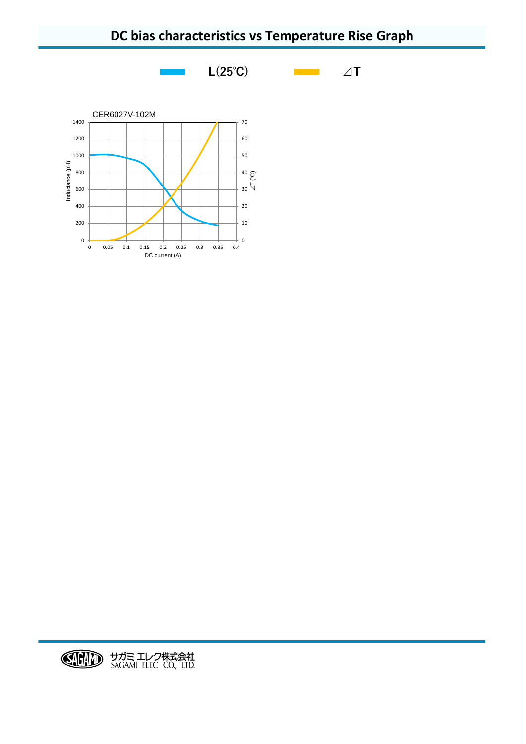# DC bias characteristics vs Temperature Rise Graph

L(25℃)　　⊿T

CER6027V-102M

Inductance (μH)

1400
1200
1000
800
600
400
200
0

⊿T (℃)

70
60
50
40
30
20
10
0

0　0.05　0.1　0.15　0.2　0.25　0.3　0.35　0.4

DC current (A)

サガミ エレク株式会社
SAGAMI ELEC CO., LTD.